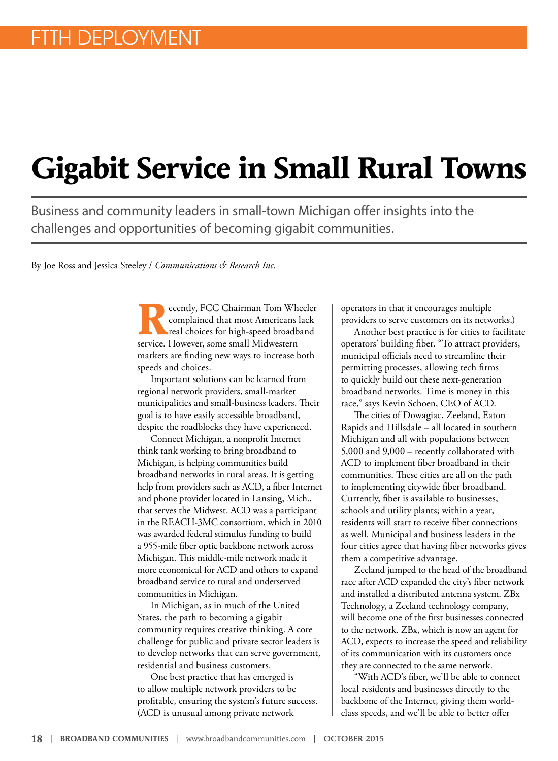FTTH DEPLOYMENT

# Gigabit Service in Small Rural Towns

Business and community leaders in small-town Michigan offer insights into the challenges and opportunities of becoming gigabit communities.

By Joe Ross and Jessica Steeley / *Communications & Research Inc.*

Recently, FCC Chairman Tom Wheeler complained that most Americans lack real choices for high-speed broadband service. However, some small Midwestern markets are finding new ways to increase both speeds and choices.

Important solutions can be learned from regional network providers, small-market municipalities and small-business leaders. Their goal is to have easily accessible broadband, despite the roadblocks they have experienced.

Connect Michigan, a nonprofit Internet think tank working to bring broadband to Michigan, is helping communities build broadband networks in rural areas. It is getting help from providers such as ACD, a fiber Internet and phone provider located in Lansing, Mich., that serves the Midwest. ACD was a participant in the REACH-3MC consortium, which in 2010 was awarded federal stimulus funding to build a 955-mile fiber optic backbone network across Michigan. This middle-mile network made it more economical for ACD and others to expand broadband service to rural and underserved communities in Michigan.

In Michigan, as in much of the United States, the path to becoming a gigabit community requires creative thinking. A core challenge for public and private sector leaders is to develop networks that can serve government, residential and business customers.

One best practice that has emerged is to allow multiple network providers to be profitable, ensuring the system's future success. (ACD is unusual among private network operators in that it encourages multiple providers to serve customers on its networks.)

Another best practice is for cities to facilitate operators' building fiber. "To attract providers, municipal officials need to streamline their permitting processes, allowing tech firms to quickly build out these next-generation broadband networks. Time is money in this race," says Kevin Schoen, CEO of ACD.

The cities of Dowagiac, Zeeland, Eaton Rapids and Hillsdale – all located in southern Michigan and all with populations between 5,000 and 9,000 – recently collaborated with ACD to implement fiber broadband in their communities. These cities are all on the path to implementing citywide fiber broadband. Currently, fiber is available to businesses, schools and utility plants; within a year, residents will start to receive fiber connections as well. Municipal and business leaders in the four cities agree that having fiber networks gives them a competitive advantage.

Zeeland jumped to the head of the broadband race after ACD expanded the city's fiber network and installed a distributed antenna system. ZBx Technology, a Zeeland technology company, will become one of the first businesses connected to the network. ZBx, which is now an agent for ACD, expects to increase the speed and reliability of its communication with its customers once they are connected to the same network.

"With ACD's fiber, we'll be able to connect local residents and businesses directly to the backbone of the Internet, giving them world-class speeds, and we'll be able to better offer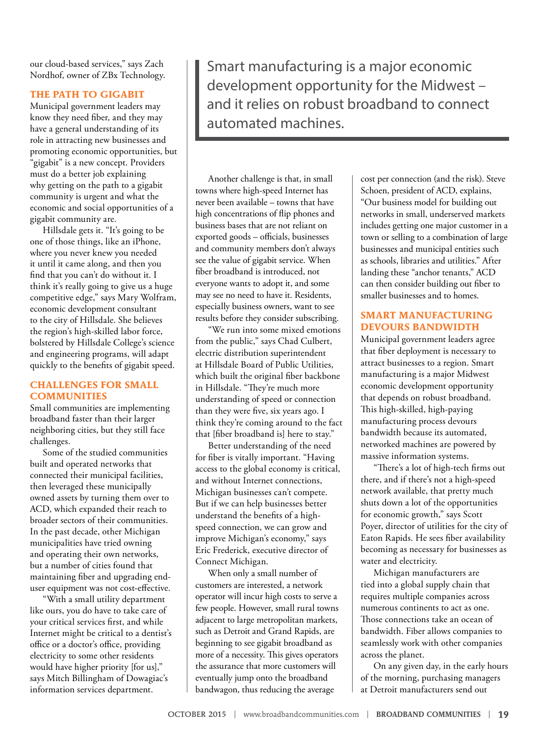our cloud-based services," says Zach Nordhof, owner of ZBx Technology.

### THE PATH TO GIGABIT

Municipal government leaders may know they need fiber, and they may have a general understanding of its role in attracting new businesses and promoting economic opportunities, but "gigabit" is a new concept. Providers must do a better job explaining why getting on the path to a gigabit community is urgent and what the economic and social opportunities of a gigabit community are.

Hillsdale gets it. "It's going to be one of those things, like an iPhone, where you never knew you needed it until it came along, and then you find that you can't do without it. I think it's really going to give us a huge competitive edge," says Mary Wolfram, economic development consultant to the city of Hillsdale. She believes the region's high-skilled labor force, bolstered by Hillsdale College's science and engineering programs, will adapt quickly to the benefits of gigabit speed.

### CHALLENGES FOR SMALL COMMUNITIES

Small communities are implementing broadband faster than their larger neighboring cities, but they still face challenges.

Some of the studied communities built and operated networks that connected their municipal facilities, then leveraged these municipally owned assets by turning them over to ACD, which expanded their reach to broader sectors of their communities. In the past decade, other Michigan municipalities have tried owning and operating their own networks, but a number of cities found that maintaining fiber and upgrading end-user equipment was not cost-effective.

"With a small utility department like ours, you do have to take care of your critical services first, and while Internet might be critical to a dentist's office or a doctor's office, providing electricity to some other residents would have higher priority [for us]," says Mitch Billingham of Dowagiac's information services department.

> Smart manufacturing is a major economic development opportunity for the Midwest – and it relies on robust broadband to connect automated machines.

Another challenge is that, in small towns where high-speed Internet has never been available – towns that have high concentrations of flip phones and business bases that are not reliant on exported goods – officials, businesses and community members don't always see the value of gigabit service. When fiber broadband is introduced, not everyone wants to adopt it, and some may see no need to have it. Residents, especially business owners, want to see results before they consider subscribing.

"We run into some mixed emotions from the public," says Chad Culbert, electric distribution superintendent at Hillsdale Board of Public Utilities, which built the original fiber backbone in Hillsdale. "They're much more understanding of speed or connection than they were five, six years ago. I think they're coming around to the fact that [fiber broadband is] here to stay."

Better understanding of the need for fiber is vitally important. "Having access to the global economy is critical, and without Internet connections, Michigan businesses can't compete. But if we can help businesses better understand the benefits of a high-speed connection, we can grow and improve Michigan's economy," says Eric Frederick, executive director of Connect Michigan.

When only a small number of customers are interested, a network operator will incur high costs to serve a few people. However, small rural towns adjacent to large metropolitan markets, such as Detroit and Grand Rapids, are beginning to see gigabit broadband as more of a necessity. This gives operators the assurance that more customers will eventually jump onto the broadband bandwagon, thus reducing the average cost per connection (and the risk). Steve Schoen, president of ACD, explains, "Our business model for building out networks in small, underserved markets includes getting one major customer in a town or selling to a combination of large businesses and municipal entities such as schools, libraries and utilities." After landing these "anchor tenants," ACD can then consider building out fiber to smaller businesses and to homes.

### SMART MANUFACTURING DEVOURS BANDWIDTH

Municipal government leaders agree that fiber deployment is necessary to attract businesses to a region. Smart manufacturing is a major Midwest economic development opportunity that depends on robust broadband. This high-skilled, high-paying manufacturing process devours bandwidth because its automated, networked machines are powered by massive information systems.

"There's a lot of high-tech firms out there, and if there's not a high-speed network available, that pretty much shuts down a lot of the opportunities for economic growth," says Scott Poyer, director of utilities for the city of Eaton Rapids. He sees fiber availability becoming as necessary for businesses as water and electricity.

Michigan manufacturers are tied into a global supply chain that requires multiple companies across numerous continents to act as one. Those connections take an ocean of bandwidth. Fiber allows companies to seamlessly work with other companies across the planet.

On any given day, in the early hours of the morning, purchasing managers at Detroit manufacturers send out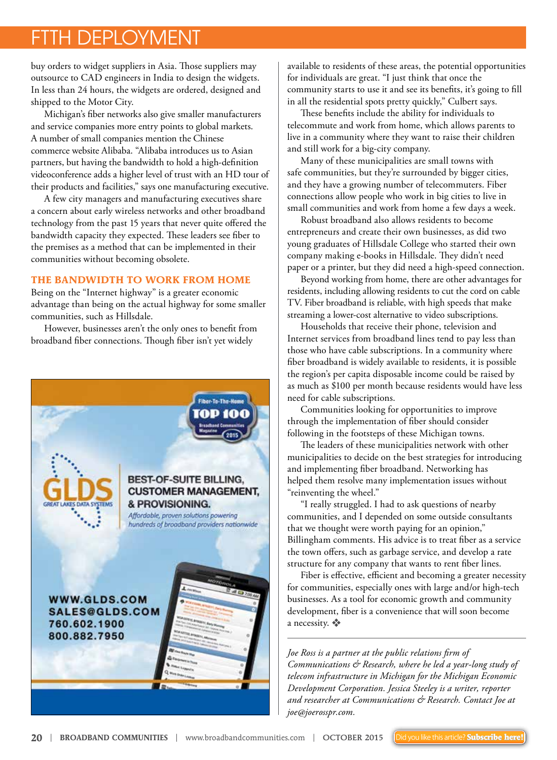buy orders to widget suppliers in Asia. Those suppliers may outsource to CAD engineers in India to design the widgets. In less than 24 hours, the widgets are ordered, designed and shipped to the Motor City.

Michigan's fiber networks also give smaller manufacturers and service companies more entry points to global markets. A number of small companies mention the Chinese commerce website Alibaba. "Alibaba introduces us to Asian partners, but having the bandwidth to hold a high-definition videoconference adds a higher level of trust with an HD tour of their products and facilities," says one manufacturing executive.

A few city managers and manufacturing executives share a concern about early wireless networks and other broadband technology from the past 15 years that never quite offered the bandwidth capacity they expected. These leaders see fiber to the premises as a method that can be implemented in their communities without becoming obsolete.

### THE BANDWIDTH TO WORK FROM HOME

Being on the "Internet highway" is a greater economic advantage than being on the actual highway for some smaller communities, such as Hillsdale.

However, businesses aren't the only ones to benefit from broadband fiber connections. Though fiber isn't yet widely available to residents of these areas, the potential opportunities for individuals are great. "I just think that once the community starts to use it and see its benefits, it's going to fill in all the residential spots pretty quickly," Culbert says.

These benefits include the ability for individuals to telecommute and work from home, which allows parents to live in a community where they want to raise their children and still work for a big-city company.

Many of these municipalities are small towns with safe communities, but they're surrounded by bigger cities, and they have a growing number of telecommuters. Fiber connections allow people who work in big cities to live in small communities and work from home a few days a week.

Robust broadband also allows residents to become entrepreneurs and create their own businesses, as did two young graduates of Hillsdale College who started their own company making e-books in Hillsdale. They didn't need paper or a printer, but they did need a high-speed connection.

Beyond working from home, there are other advantages for residents, including allowing residents to cut the cord on cable TV. Fiber broadband is reliable, with high speeds that make streaming a lower-cost alternative to video subscriptions.

Households that receive their phone, television and Internet services from broadband lines tend to pay less than those who have cable subscriptions. In a community where fiber broadband is widely available to residents, it is possible the region's per capita disposable income could be raised by as much as $100 per month because residents would have less need for cable subscriptions.

Communities looking for opportunities to improve through the implementation of fiber should consider following in the footsteps of these Michigan towns.

The leaders of these municipalities network with other municipalities to decide on the best strategies for introducing and implementing fiber broadband. Networking has helped them resolve many implementation issues without "reinventing the wheel."

"I really struggled. I had to ask questions of nearby communities, and I depended on some outside consultants that we thought were worth paying for an opinion," Billingham comments. His advice is to treat fiber as a service the town offers, such as garbage service, and develop a rate structure for any company that wants to rent fiber lines.

Fiber is effective, efficient and becoming a greater necessity for communities, especially ones with large and/or high-tech businesses. As a tool for economic growth and community development, fiber is a convenience that will soon become a necessity. ❖

---

*Joe Ross is a partner at the public relations firm of Communications & Research, where he led a year-long study of telecom infrastructure in Michigan for the Michigan Economic Development Corporation. Jessica Steeley is a writer, reporter and researcher at Communications & Research. Contact Joe at joe@joerosspr.com.*

Fiber-To-The-Home TOP 100 Broadband Communities Magazine 2015

GLDS GREAT LAKES DATA SYSTEMS

BEST-OF-SUITE BILLING, CUSTOMER MANAGEMENT, & PROVISIONING.

*Affordable, proven solutions powering hundreds of broadband providers nationwide*

WWW.GLDS.COM
SALES@GLDS.COM
760.602.1900
800.882.7950